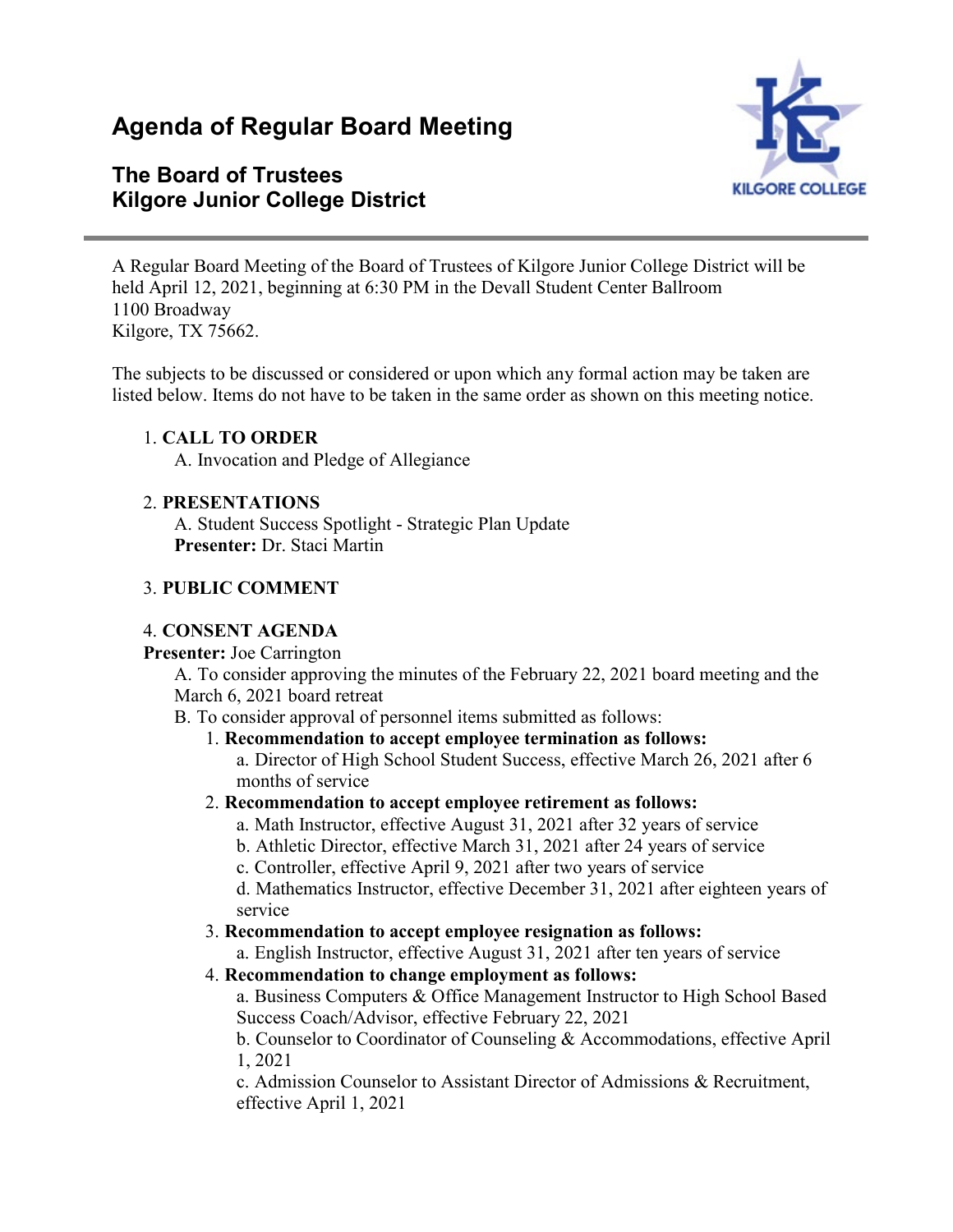# Agenda of Regular Board Meeting

## The Board of Trustees
## Kilgore Junior College District

A Regular Board Meeting of the Board of Trustees of Kilgore Junior College District will be held April 12, 2021, beginning at 6:30 PM in the Devall Student Center Ballroom
1100 Broadway
Kilgore, TX 75662.

The subjects to be discussed or considered or upon which any formal action may be taken are listed below. Items do not have to be taken in the same order as shown on this meeting notice.

1. **CALL TO ORDER**
   A. Invocation and Pledge of Allegiance

2. **PRESENTATIONS**
   A. Student Success Spotlight - Strategic Plan Update
   **Presenter:** Dr. Staci Martin

3. **PUBLIC COMMENT**

4. **CONSENT AGENDA**
   **Presenter:** Joe Carrington
   A. To consider approving the minutes of the February 22, 2021 board meeting and the March 6, 2021 board retreat
   B. To consider approval of personnel items submitted as follows:
      1. **Recommendation to accept employee termination as follows:**
         a. Director of High School Student Success, effective March 26, 2021 after 6 months of service
      2. **Recommendation to accept employee retirement as follows:**
         a. Math Instructor, effective August 31, 2021 after 32 years of service
         b. Athletic Director, effective March 31, 2021 after 24 years of service
         c. Controller, effective April 9, 2021 after two years of service
         d. Mathematics Instructor, effective December 31, 2021 after eighteen years of service
      3. **Recommendation to accept employee resignation as follows:**
         a. English Instructor, effective August 31, 2021 after ten years of service
      4. **Recommendation to change employment as follows:**
         a. Business Computers & Office Management Instructor to High School Based Success Coach/Advisor, effective February 22, 2021
         b. Counselor to Coordinator of Counseling & Accommodations, effective April 1, 2021
         c. Admission Counselor to Assistant Director of Admissions & Recruitment, effective April 1, 2021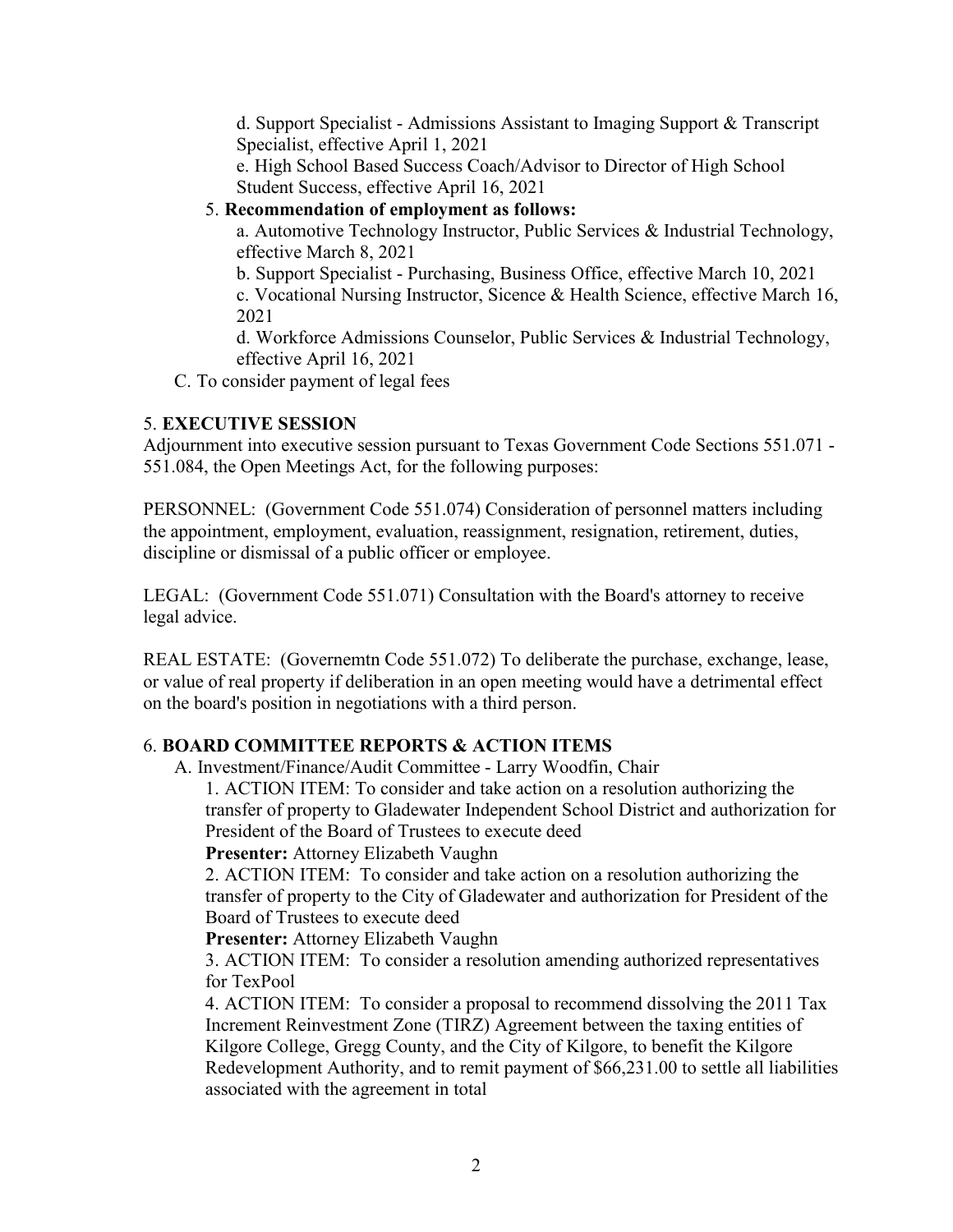d. Support Specialist - Admissions Assistant to Imaging Support & Transcript Specialist, effective April 1, 2021

e. High School Based Success Coach/Advisor to Director of High School Student Success, effective April 16, 2021

5. **Recommendation of employment as follows:**

a. Automotive Technology Instructor, Public Services & Industrial Technology, effective March 8, 2021

b. Support Specialist - Purchasing, Business Office, effective March 10, 2021

c. Vocational Nursing Instructor, Sicence & Health Science, effective March 16, 2021

d. Workforce Admissions Counselor, Public Services & Industrial Technology, effective April 16, 2021

C. To consider payment of legal fees

## 5. **EXECUTIVE SESSION**

Adjournment into executive session pursuant to Texas Government Code Sections 551.071 - 551.084, the Open Meetings Act, for the following purposes:

PERSONNEL: (Government Code 551.074) Consideration of personnel matters including the appointment, employment, evaluation, reassignment, resignation, retirement, duties, discipline or dismissal of a public officer or employee.

LEGAL: (Government Code 551.071) Consultation with the Board's attorney to receive legal advice.

REAL ESTATE: (Governemtn Code 551.072) To deliberate the purchase, exchange, lease, or value of real property if deliberation in an open meeting would have a detrimental effect on the board's position in negotiations with a third person.

## 6. **BOARD COMMITTEE REPORTS & ACTION ITEMS**

A. Investment/Finance/Audit Committee - Larry Woodfin, Chair

1. ACTION ITEM: To consider and take action on a resolution authorizing the transfer of property to Gladewater Independent School District and authorization for President of the Board of Trustees to execute deed

**Presenter:** Attorney Elizabeth Vaughn

2. ACTION ITEM: To consider and take action on a resolution authorizing the transfer of property to the City of Gladewater and authorization for President of the Board of Trustees to execute deed

**Presenter:** Attorney Elizabeth Vaughn

3. ACTION ITEM: To consider a resolution amending authorized representatives for TexPool

4. ACTION ITEM: To consider a proposal to recommend dissolving the 2011 Tax Increment Reinvestment Zone (TIRZ) Agreement between the taxing entities of Kilgore College, Gregg County, and the City of Kilgore, to benefit the Kilgore Redevelopment Authority, and to remit payment of $66,231.00 to settle all liabilities associated with the agreement in total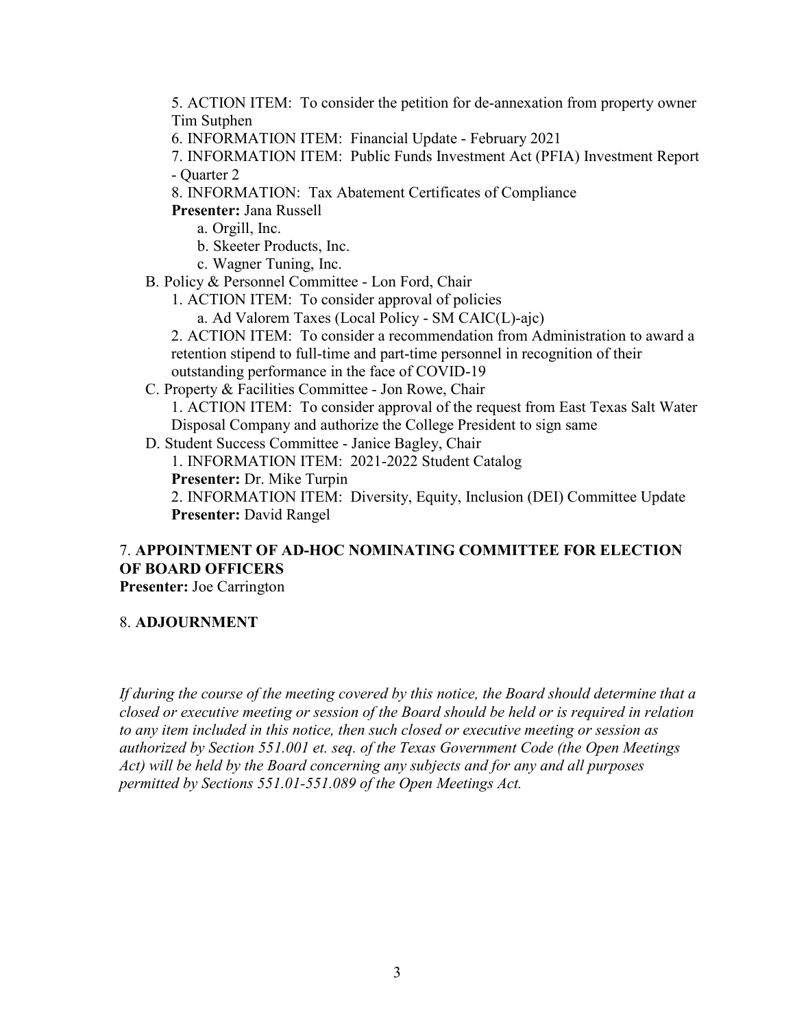5. ACTION ITEM: To consider the petition for de-annexation from property owner Tim Sutphen

6. INFORMATION ITEM: Financial Update - February 2021

7. INFORMATION ITEM: Public Funds Investment Act (PFIA) Investment Report - Quarter 2

8. INFORMATION: Tax Abatement Certificates of Compliance

**Presenter:** Jana Russell

- a. Orgill, Inc.
- b. Skeeter Products, Inc.
- c. Wagner Tuning, Inc.

B. Policy & Personnel Committee - Lon Ford, Chair

1. ACTION ITEM: To consider approval of policies
   - a. Ad Valorem Taxes (Local Policy - SM CAIC(L)-ajc)

2. ACTION ITEM: To consider a recommendation from Administration to award a retention stipend to full-time and part-time personnel in recognition of their outstanding performance in the face of COVID-19

C. Property & Facilities Committee - Jon Rowe, Chair

1. ACTION ITEM: To consider approval of the request from East Texas Salt Water Disposal Company and authorize the College President to sign same

D. Student Success Committee - Janice Bagley, Chair

1. INFORMATION ITEM: 2021-2022 Student Catalog

**Presenter:** Dr. Mike Turpin

2. INFORMATION ITEM: Diversity, Equity, Inclusion (DEI) Committee Update

**Presenter:** David Rangel

7. **APPOINTMENT OF AD-HOC NOMINATING COMMITTEE FOR ELECTION OF BOARD OFFICERS**

**Presenter:** Joe Carrington

8. **ADJOURNMENT**

*If during the course of the meeting covered by this notice, the Board should determine that a closed or executive meeting or session of the Board should be held or is required in relation to any item included in this notice, then such closed or executive meeting or session as authorized by Section 551.001 et. seq. of the Texas Government Code (the Open Meetings Act) will be held by the Board concerning any subjects and for any and all purposes permitted by Sections 551.01-551.089 of the Open Meetings Act.*